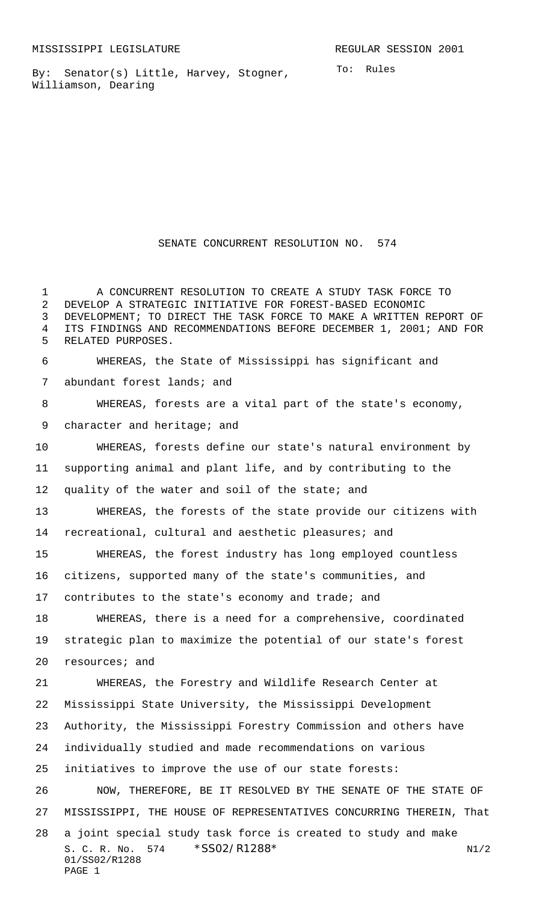MISSISSIPPI LEGISLATURE REGULAR SESSION 2001

By: Senator(s) Little, Harvey, Stogner, Williamson, Dearing

To: Rules

# SENATE CONCURRENT RESOLUTION NO. 574

A CONCURRENT RESOLUTION TO CREATE A STUDY TASK FORCE TO DEVELOP A STRATEGIC INITIATIVE FOR FOREST-BASED ECONOMIC DEVELOPMENT; TO DIRECT THE TASK FORCE TO MAKE A WRITTEN REPORT OF ITS FINDINGS AND RECOMMENDATIONS BEFORE DECEMBER 1, 2001; AND FOR RELATED PURPOSES.

WHEREAS, the State of Mississippi has significant and abundant forest lands; and

WHEREAS, forests are a vital part of the state's economy, character and heritage; and

WHEREAS, forests define our state's natural environment by supporting animal and plant life, and by contributing to the quality of the water and soil of the state; and

WHEREAS, the forests of the state provide our citizens with recreational, cultural and aesthetic pleasures; and

WHEREAS, the forest industry has long employed countless citizens, supported many of the state's communities, and contributes to the state's economy and trade; and

WHEREAS, there is a need for a comprehensive, coordinated strategic plan to maximize the potential of our state's forest resources; and

WHEREAS, the Forestry and Wildlife Research Center at Mississippi State University, the Mississippi Development Authority, the Mississippi Forestry Commission and others have individually studied and made recommendations on various initiatives to improve the use of our state forests:

NOW, THEREFORE, BE IT RESOLVED BY THE SENATE OF THE STATE OF MISSISSIPPI, THE HOUSE OF REPRESENTATIVES CONCURRING THEREIN, That a joint special study task force is created to study and make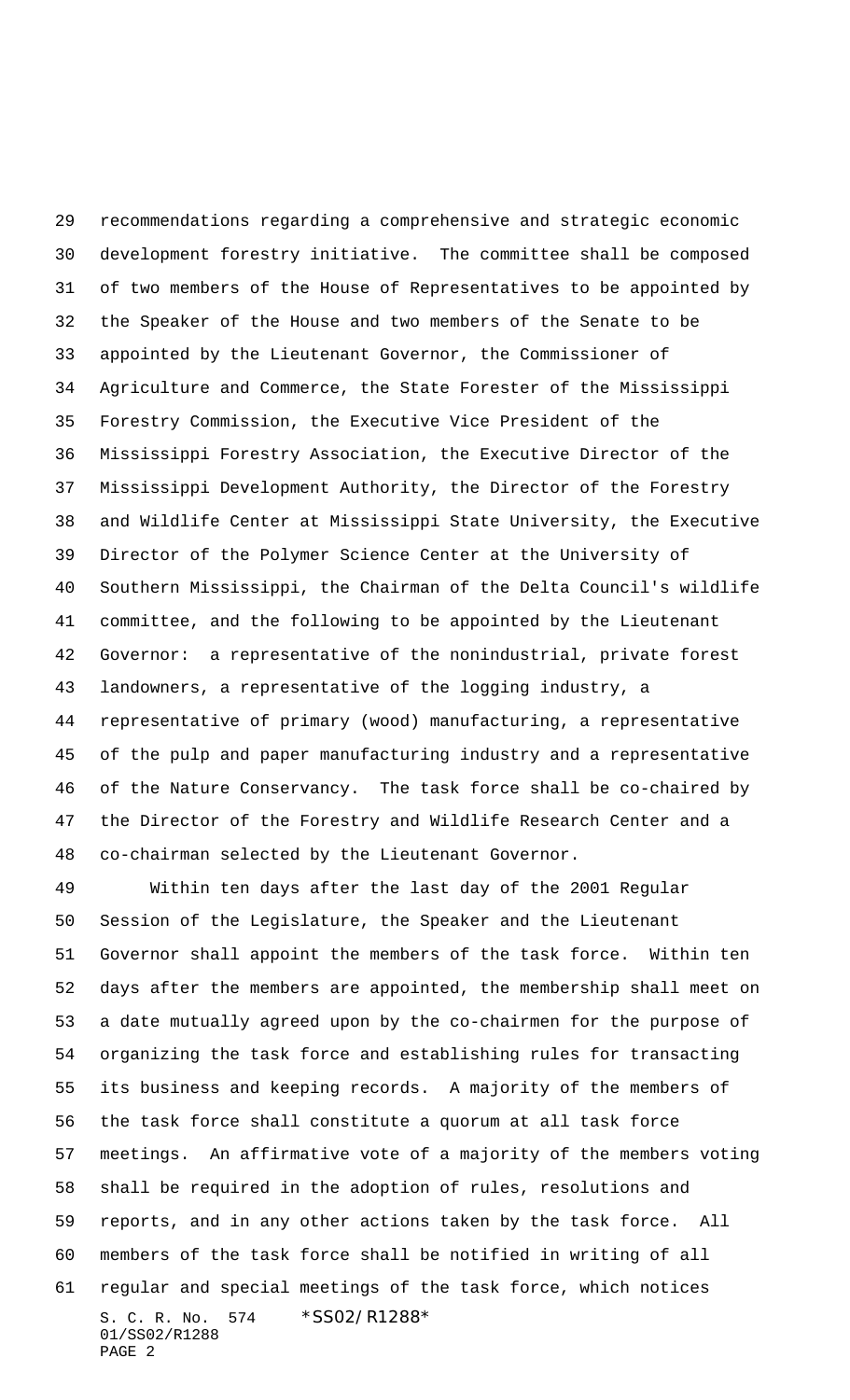recommendations regarding a comprehensive and strategic economic development forestry initiative. The committee shall be composed of two members of the House of Representatives to be appointed by the Speaker of the House and two members of the Senate to be appointed by the Lieutenant Governor, the Commissioner of Agriculture and Commerce, the State Forester of the Mississippi Forestry Commission, the Executive Vice President of the Mississippi Forestry Association, the Executive Director of the Mississippi Development Authority, the Director of the Forestry and Wildlife Center at Mississippi State University, the Executive Director of the Polymer Science Center at the University of Southern Mississippi, the Chairman of the Delta Council's wildlife committee, and the following to be appointed by the Lieutenant Governor: a representative of the nonindustrial, private forest landowners, a representative of the logging industry, a representative of primary (wood) manufacturing, a representative of the pulp and paper manufacturing industry and a representative of the Nature Conservancy. The task force shall be co-chaired by the Director of the Forestry and Wildlife Research Center and a co-chairman selected by the Lieutenant Governor.

Within ten days after the last day of the 2001 Regular Session of the Legislature, the Speaker and the Lieutenant Governor shall appoint the members of the task force. Within ten days after the members are appointed, the membership shall meet on a date mutually agreed upon by the co-chairmen for the purpose of organizing the task force and establishing rules for transacting its business and keeping records. A majority of the members of the task force shall constitute a quorum at all task force meetings. An affirmative vote of a majority of the members voting shall be required in the adoption of rules, resolutions and reports, and in any other actions taken by the task force. All members of the task force shall be notified in writing of all regular and special meetings of the task force, which notices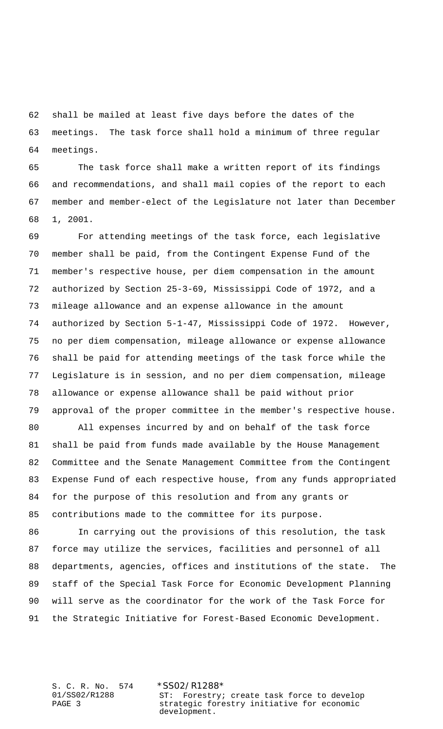shall be mailed at least five days before the dates of the meetings. The task force shall hold a minimum of three regular meetings.

The task force shall make a written report of its findings and recommendations, and shall mail copies of the report to each member and member-elect of the Legislature not later than December 1, 2001.

For attending meetings of the task force, each legislative member shall be paid, from the Contingent Expense Fund of the member's respective house, per diem compensation in the amount authorized by Section 25-3-69, Mississippi Code of 1972, and a mileage allowance and an expense allowance in the amount authorized by Section 5-1-47, Mississippi Code of 1972. However, no per diem compensation, mileage allowance or expense allowance shall be paid for attending meetings of the task force while the Legislature is in session, and no per diem compensation, mileage allowance or expense allowance shall be paid without prior approval of the proper committee in the member's respective house.

All expenses incurred by and on behalf of the task force shall be paid from funds made available by the House Management Committee and the Senate Management Committee from the Contingent Expense Fund of each respective house, from any funds appropriated for the purpose of this resolution and from any grants or contributions made to the committee for its purpose.

In carrying out the provisions of this resolution, the task force may utilize the services, facilities and personnel of all departments, agencies, offices and institutions of the state. The staff of the Special Task Force for Economic Development Planning will serve as the coordinator for the work of the Task Force for the Strategic Initiative for Forest-Based Economic Development.